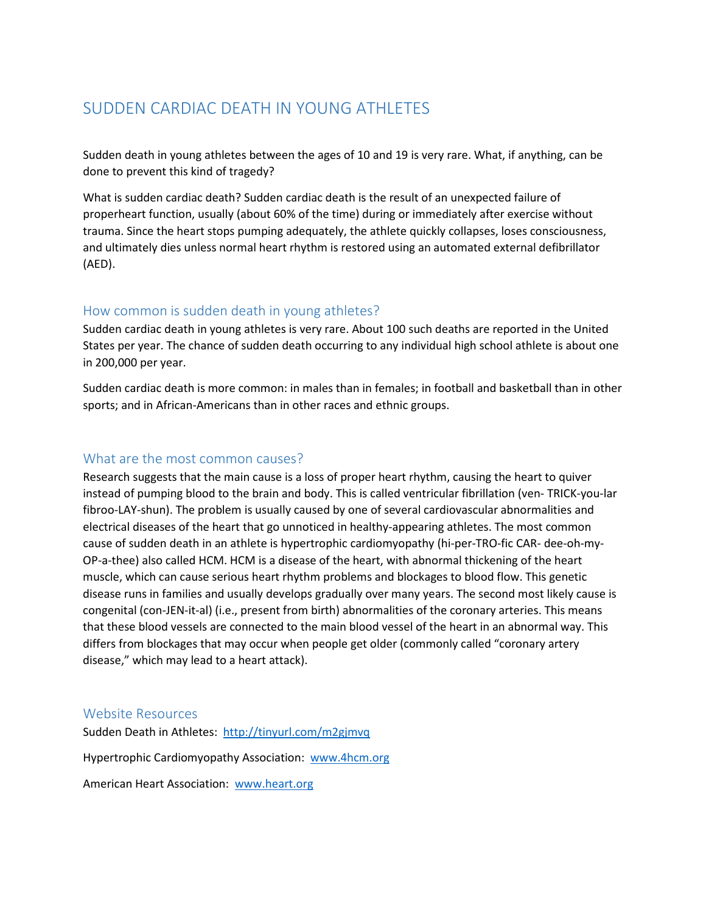# SUDDEN CARDIAC DEATH IN YOUNG ATHLETES

Sudden death in young athletes between the ages of 10 and 19 is very rare. What, if anything, can be done to prevent this kind of tragedy?

What is sudden cardiac death? Sudden cardiac death is the result of an unexpected failure of properheart function, usually (about 60% of the time) during or immediately after exercise without trauma. Since the heart stops pumping adequately, the athlete quickly collapses, loses consciousness, and ultimately dies unless normal heart rhythm is restored using an automated external defibrillator (AED).

## How common is sudden death in young athletes?

Sudden cardiac death in young athletes is very rare. About 100 such deaths are reported in the United States per year. The chance of sudden death occurring to any individual high school athlete is about one in 200,000 per year.

Sudden cardiac death is more common: in males than in females; in football and basketball than in other sports; and in African-Americans than in other races and ethnic groups.

## What are the most common causes?

Research suggests that the main cause is a loss of proper heart rhythm, causing the heart to quiver instead of pumping blood to the brain and body. This is called ventricular fibrillation (ven- TRICK-you-lar fibroo-LAY-shun). The problem is usually caused by one of several cardiovascular abnormalities and electrical diseases of the heart that go unnoticed in healthy-appearing athletes. The most common cause of sudden death in an athlete is hypertrophic cardiomyopathy (hi-per-TRO-fic CAR- dee-oh-my-OP-a-thee) also called HCM. HCM is a disease of the heart, with abnormal thickening of the heart muscle, which can cause serious heart rhythm problems and blockages to blood flow. This genetic disease runs in families and usually develops gradually over many years. The second most likely cause is congenital (con-JEN-it-al) (i.e., present from birth) abnormalities of the coronary arteries. This means that these blood vessels are connected to the main blood vessel of the heart in an abnormal way. This differs from blockages that may occur when people get older (commonly called "coronary artery disease," which may lead to a heart attack).

## Website Resources

Sudden Death in Athletes: http://tinyurl.com/m2gjmvq

Hypertrophic Cardiomyopathy Association: www.4hcm.org

American Heart Association: www.heart.org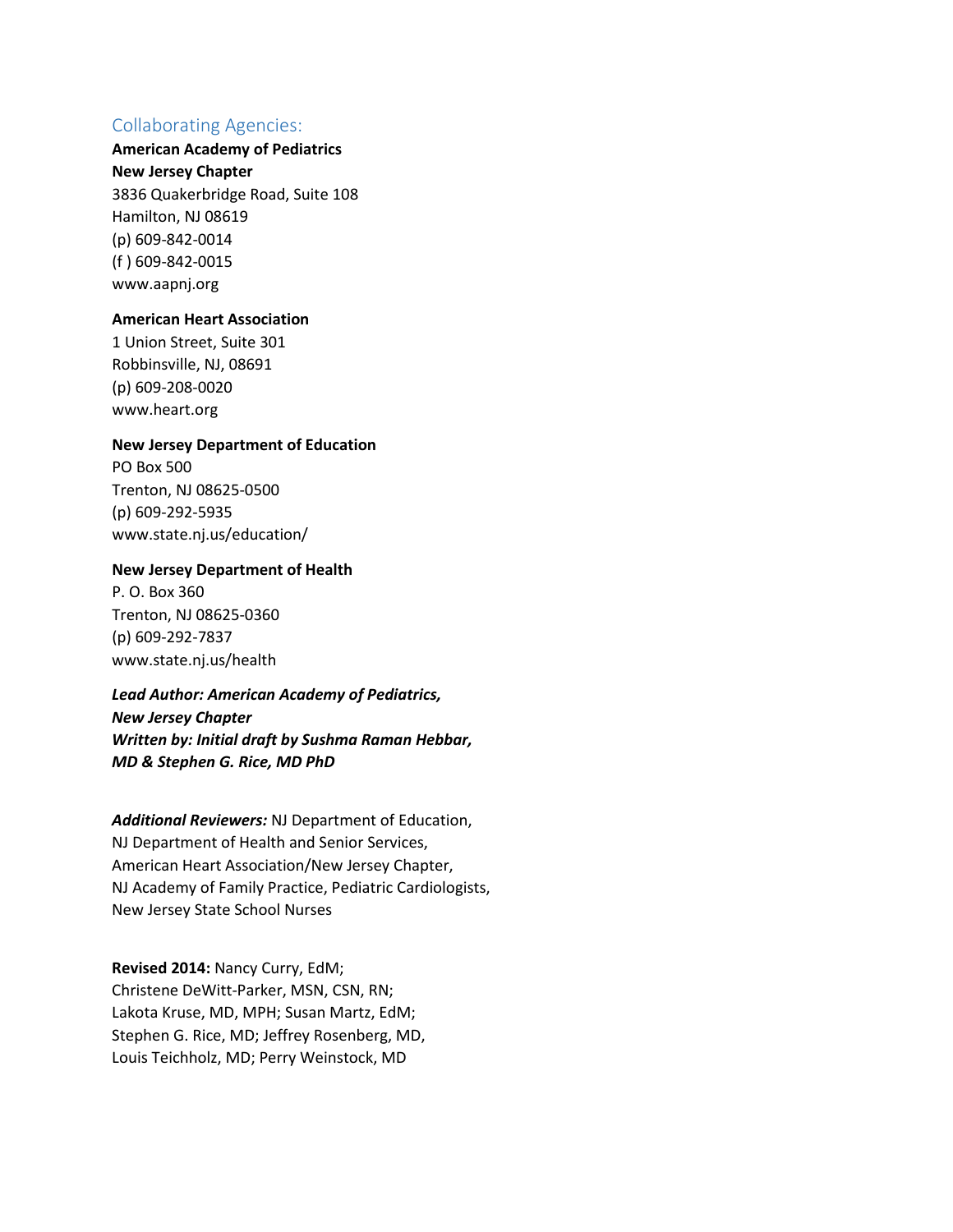## Collaborating Agencies:

**American Academy of Pediatrics**
**New Jersey Chapter**
3836 Quakerbridge Road, Suite 108
Hamilton, NJ 08619
(p) 609-842-0014
(f ) 609-842-0015
www.aapnj.org

**American Heart Association**
1 Union Street, Suite 301
Robbinsville, NJ, 08691
(p) 609-208-0020
www.heart.org

**New Jersey Department of Education**
PO Box 500
Trenton, NJ 08625-0500
(p) 609-292-5935
www.state.nj.us/education/

**New Jersey Department of Health**
P. O. Box 360
Trenton, NJ 08625-0360
(p) 609-292-7837
www.state.nj.us/health

***Lead Author: American Academy of Pediatrics, New Jersey Chapter***
***Written by: Initial draft by Sushma Raman Hebbar, MD & Stephen G. Rice, MD PhD***

***Additional Reviewers:*** NJ Department of Education, NJ Department of Health and Senior Services, American Heart Association/New Jersey Chapter, NJ Academy of Family Practice, Pediatric Cardiologists, New Jersey State School Nurses

**Revised 2014:** Nancy Curry, EdM; Christene DeWitt-Parker, MSN, CSN, RN; Lakota Kruse, MD, MPH; Susan Martz, EdM; Stephen G. Rice, MD; Jeffrey Rosenberg, MD, Louis Teichholz, MD; Perry Weinstock, MD